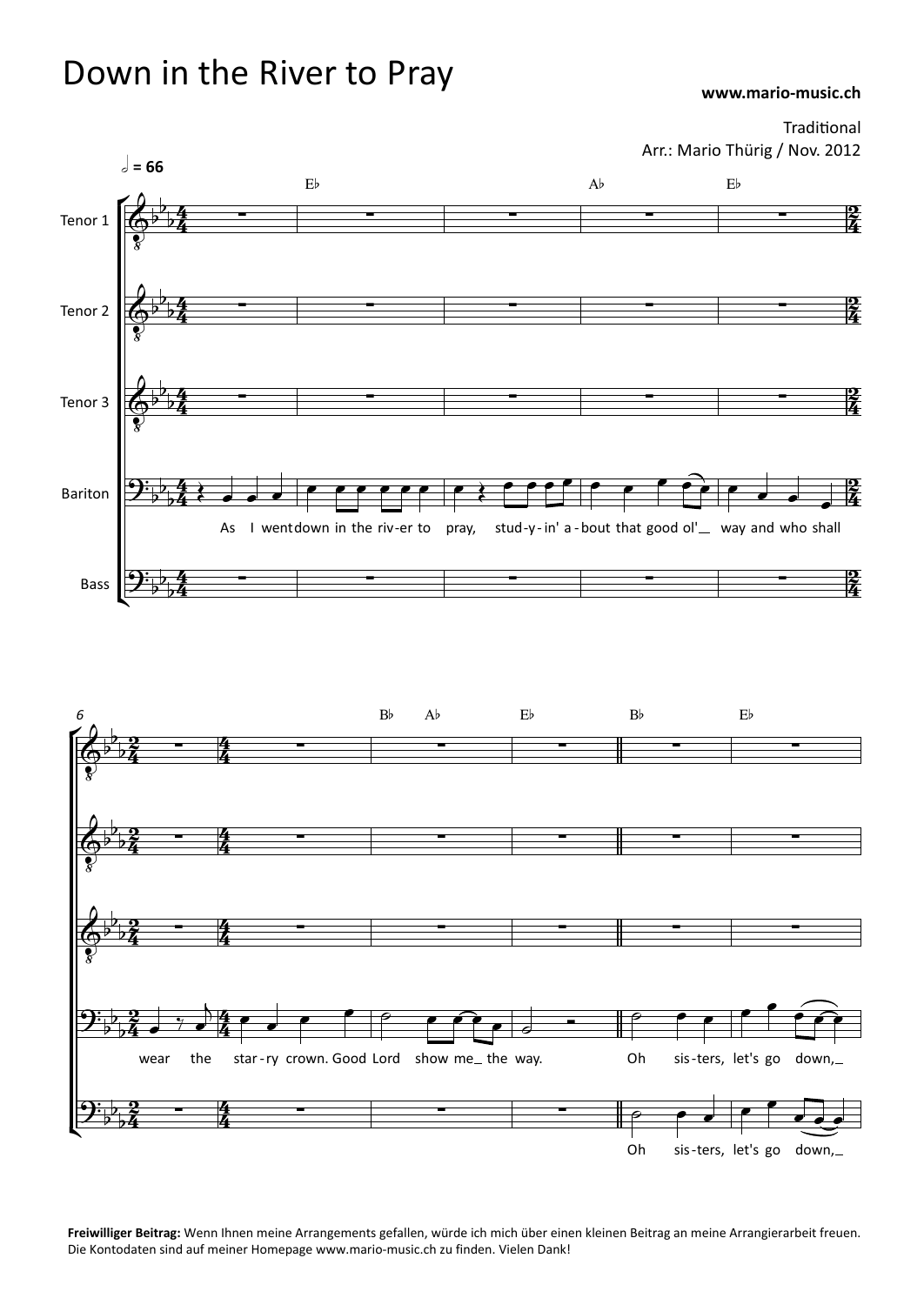# Down in the River to Pray

**www.mario-music.ch**

Traditional
Arr.: Mario Thürig / Nov. 2012

**Freiwilliger Beitrag:** Wenn Ihnen meine Arrangements gefallen, würde ich mich über einen kleinen Beitrag an meine Arrangierarbeit freuen. Die Kontodaten sind auf meiner Homepage www.mario-music.ch zu finden. Vielen Dank!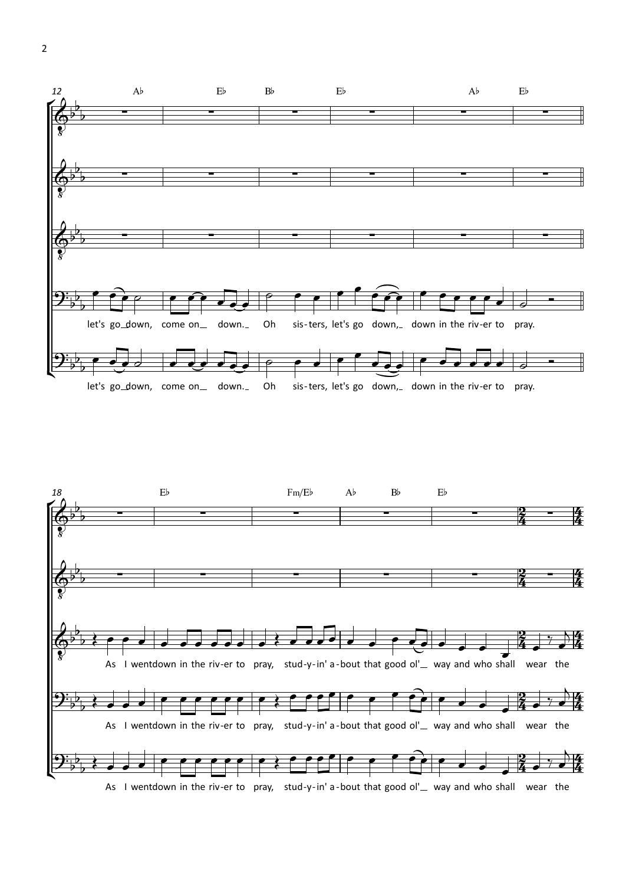12

Ab Eb Bb Eb Ab Eb

let's go down, come on down. Oh sis-ters, let's go down, down in the riv-er to pray.

let's go down, come on down. Oh sis-ters, let's go down, down in the riv-er to pray.

18

Eb Fm/Eb Ab Bb Eb

As I went down in the riv-er to pray, stud-y-in' a-bout that good ol' way and who shall wear the

As I went down in the riv-er to pray, stud-y-in' a-bout that good ol' way and who shall wear the

As I went down in the riv-er to pray, stud-y-in' a-bout that good ol' way and who shall wear the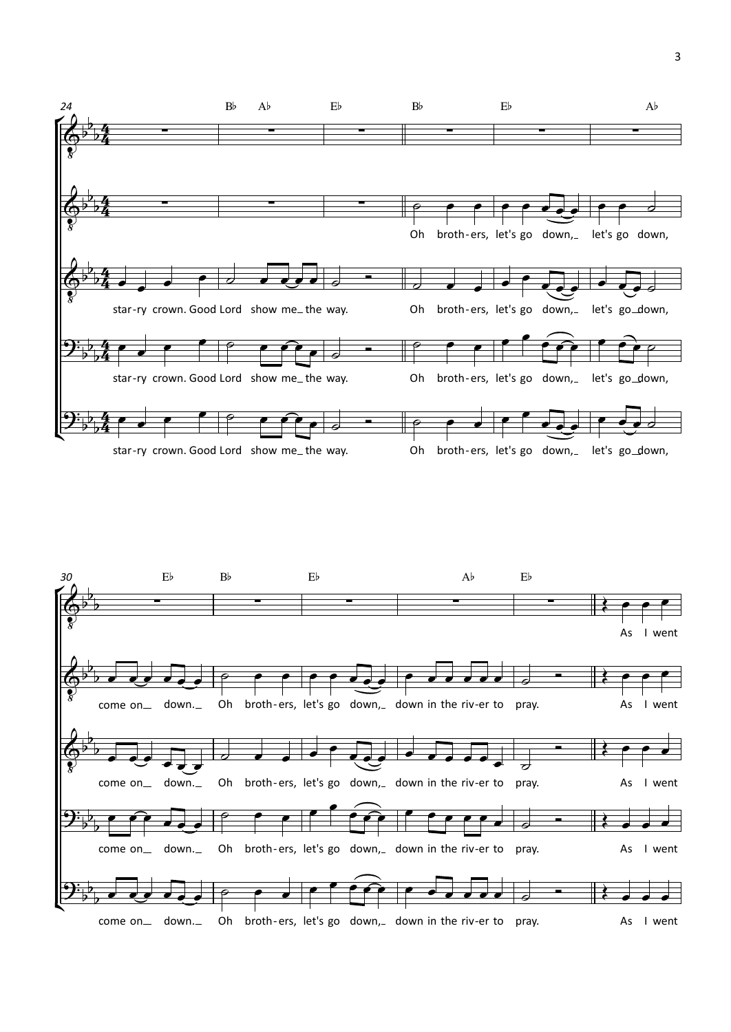24

Bb Ab Eb Bb Eb Ab

star-ry crown. Good Lord show me_ the way. Oh broth-ers, let's go down,_ let's go_down,

30

Eb Bb Eb Ab Eb

come on_ down._ Oh broth-ers, let's go down,_ down in the riv-er to pray. As I went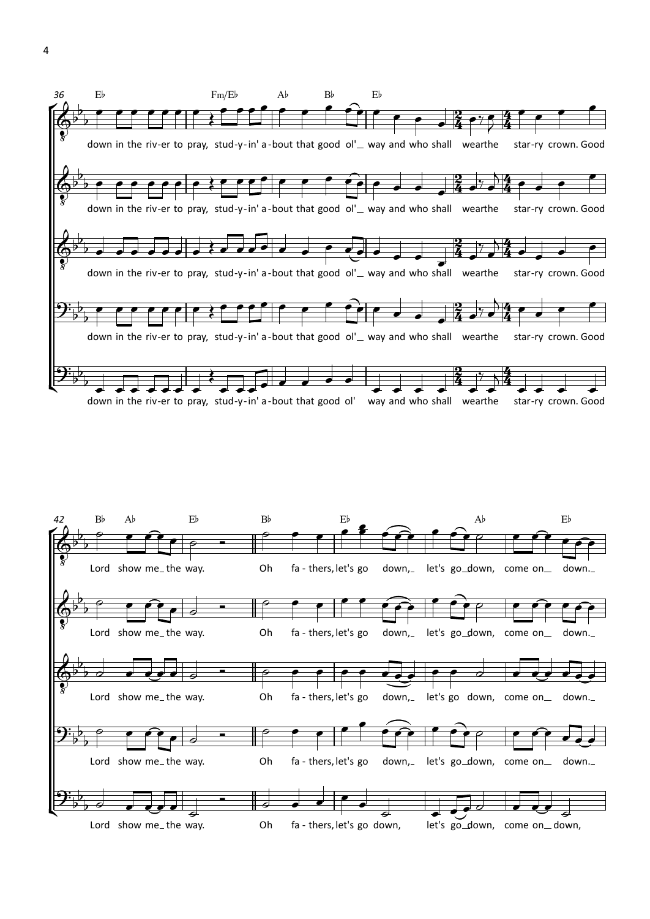36 E♭ Fm/E♭ A♭ B♭ E♭

down in the riv-er to pray, stud-y-in' a-bout that good ol'_ way and who shall wear the star-ry crown. Good

down in the riv-er to pray, stud-y-in' a-bout that good ol'_ way and who shall wear the star-ry crown. Good

down in the riv-er to pray, stud-y-in' a-bout that good ol'_ way and who shall wear the star-ry crown. Good

down in the riv-er to pray, stud-y-in' a-bout that good ol'_ way and who shall wear the star-ry crown. Good

down in the riv-er to pray, stud-y-in' a-bout that good ol' way and who shall wear the star-ry crown. Good

42 B♭ A♭ E♭ B♭ E♭ A♭ E♭

Lord show me_ the way. Oh fa - thers, let's go down,_ let's go_ down, come on_ down._

Lord show me_ the way. Oh fa - thers, let's go down,_ let's go_ down, come on_ down._

Lord show me_ the way. Oh fa - thers, let's go down,_ let's go down, come on_ down._

Lord show me_ the way. Oh fa - thers, let's go down,_ let's go_ down, come on_ down._

Lord show me_ the way. Oh fa - thers, let's go down, let's go_ down, come on_ down,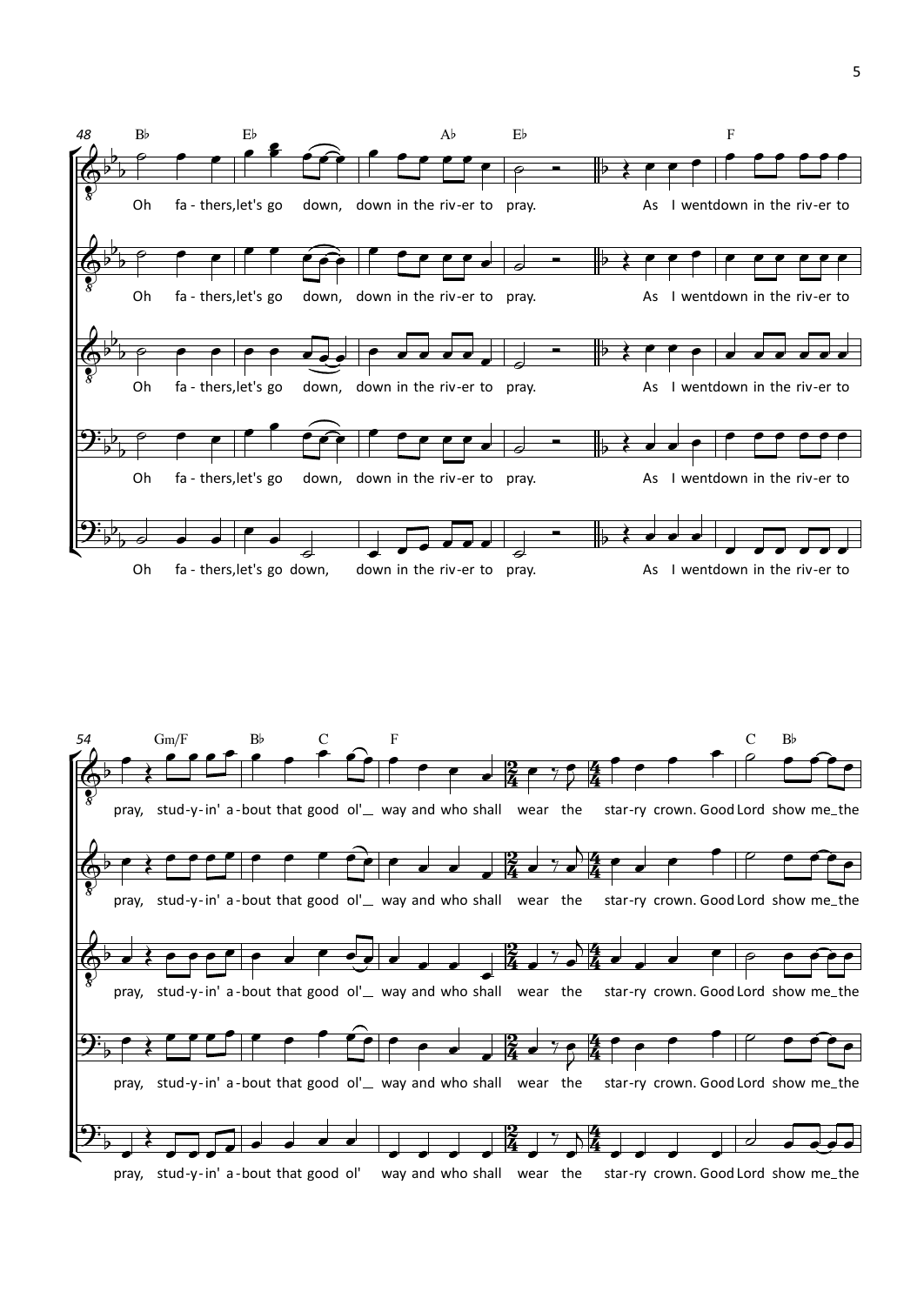48

Oh fa - thers, let's go down, down in the riv-er to pray.

As I went down in the riv-er to

54

pray, stud-y-in' a-bout that good ol' way and who shall wear the star-ry crown. Good Lord show me the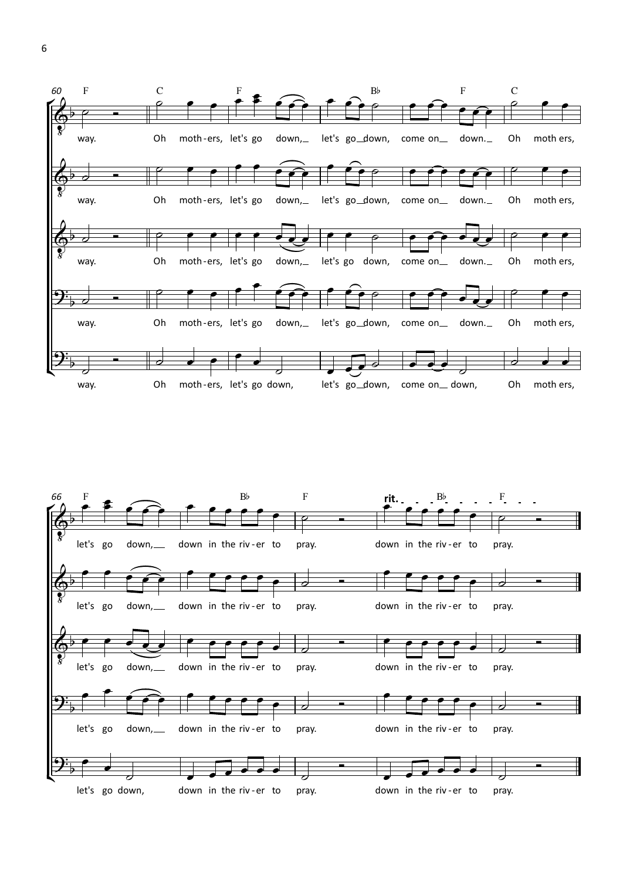60

F C F B♭ F C

way. Oh moth-ers, let's go down, let's go down, come on down. Oh moth ers,

way. Oh moth-ers, let's go down, let's go down, come on down. Oh moth ers,

way. Oh moth-ers, let's go down, let's go down, come on down. Oh moth ers,

way. Oh moth-ers, let's go down, let's go down, come on down. Oh moth ers,

way. Oh moth-ers, let's go down, let's go down, come on down, Oh moth ers,

66

F B♭ F rit. B♭ F

let's go down, down in the riv-er to pray. down in the riv-er to pray.

let's go down, down in the riv-er to pray. down in the riv-er to pray.

let's go down, down in the riv-er to pray. down in the riv-er to pray.

let's go down, down in the riv-er to pray. down in the riv-er to pray.

let's go down, down in the riv-er to pray. down in the riv-er to pray.